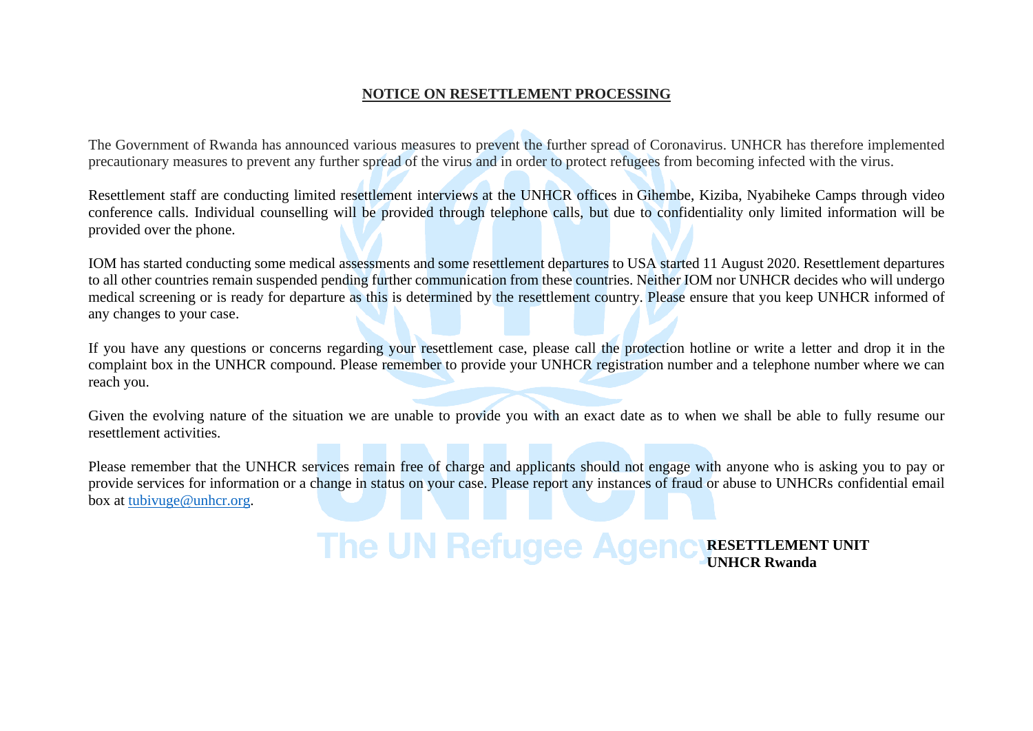## NOTICE ON RESETTLEMENT PROCESSING

The Government of Rwanda has announced various measures to prevent the further spread of Coronavirus. UNHCR has therefore implemented precautionary measures to prevent any further spread of the virus and in order to protect refugees from becoming infected with the virus.

Resettlement staff are conducting limited resettlement interviews at the UNHCR offices in Gihembe, Kiziba, Nyabiheke Camps through video conference calls. Individual counselling will be provided through telephone calls, but due to confidentiality only limited information will be provided over the phone.

IOM has started conducting some medical assessments and some resettlement departures to USA started 11 August 2020. Resettlement departures to all other countries remain suspended pending further communication from these countries. Neither IOM nor UNHCR decides who will undergo medical screening or is ready for departure as this is determined by the resettlement country. Please ensure that you keep UNHCR informed of any changes to your case.

If you have any questions or concerns regarding your resettlement case, please call the protection hotline or write a letter and drop it in the complaint box in the UNHCR compound. Please remember to provide your UNHCR registration number and a telephone number where we can reach you.

Given the evolving nature of the situation we are unable to provide you with an exact date as to when we shall be able to fully resume our resettlement activities.

Please remember that the UNHCR services remain free of charge and applicants should not engage with anyone who is asking you to pay or provide services for information or a change in status on your case. Please report any instances of fraud or abuse to UNHCRs confidential email box at [tubivuge@unhcr.org](mailto:tubivuge@unhcr.org).

**RESETTLEMENT UNIT**
**UNHCR Rwanda**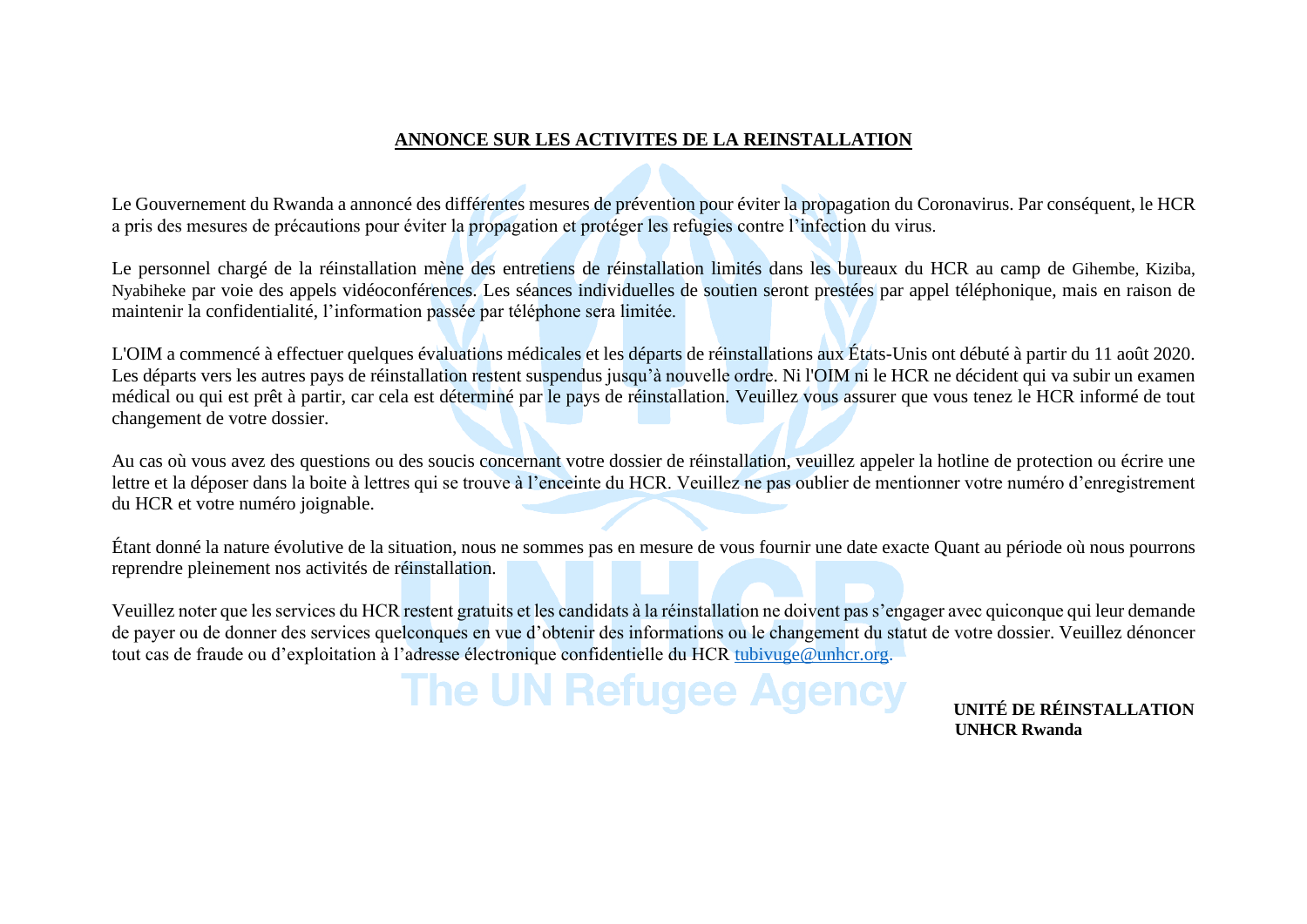## ANNONCE SUR LES ACTIVITES DE LA REINSTALLATION

Le Gouvernement du Rwanda a annoncé des différentes mesures de prévention pour éviter la propagation du Coronavirus. Par conséquent, le HCR a pris des mesures de précautions pour éviter la propagation et protéger les refugies contre l'infection du virus.

Le personnel chargé de la réinstallation mène des entretiens de réinstallation limités dans les bureaux du HCR au camp de Gihembe, Kiziba, Nyabiheke par voie des appels vidéoconférences. Les séances individuelles de soutien seront prestées par appel téléphonique, mais en raison de maintenir la confidentialité, l'information passée par téléphone sera limitée.

L'OIM a commencé à effectuer quelques évaluations médicales et les départs de réinstallations aux États-Unis ont débuté à partir du 11 août 2020. Les départs vers les autres pays de réinstallation restent suspendus jusqu'à nouvelle ordre. Ni l'OIM ni le HCR ne décident qui va subir un examen médical ou qui est prêt à partir, car cela est déterminé par le pays de réinstallation. Veuillez vous assurer que vous tenez le HCR informé de tout changement de votre dossier.

Au cas où vous avez des questions ou des soucis concernant votre dossier de réinstallation, veuillez appeler la hotline de protection ou écrire une lettre et la déposer dans la boite à lettres qui se trouve à l'enceinte du HCR. Veuillez ne pas oublier de mentionner votre numéro d'enregistrement du HCR et votre numéro joignable.

Étant donné la nature évolutive de la situation, nous ne sommes pas en mesure de vous fournir une date exacte Quant au période où nous pourrons reprendre pleinement nos activités de réinstallation.

Veuillez noter que les services du HCR restent gratuits et les candidats à la réinstallation ne doivent pas s'engager avec quiconque qui leur demande de payer ou de donner des services quelconques en vue d'obtenir des informations ou le changement du statut de votre dossier. Veuillez dénoncer tout cas de fraude ou d'exploitation à l'adresse électronique confidentielle du HCR tubivuge@unhcr.org.

**UNITÉ DE RÉINSTALLATION**
**UNHCR Rwanda**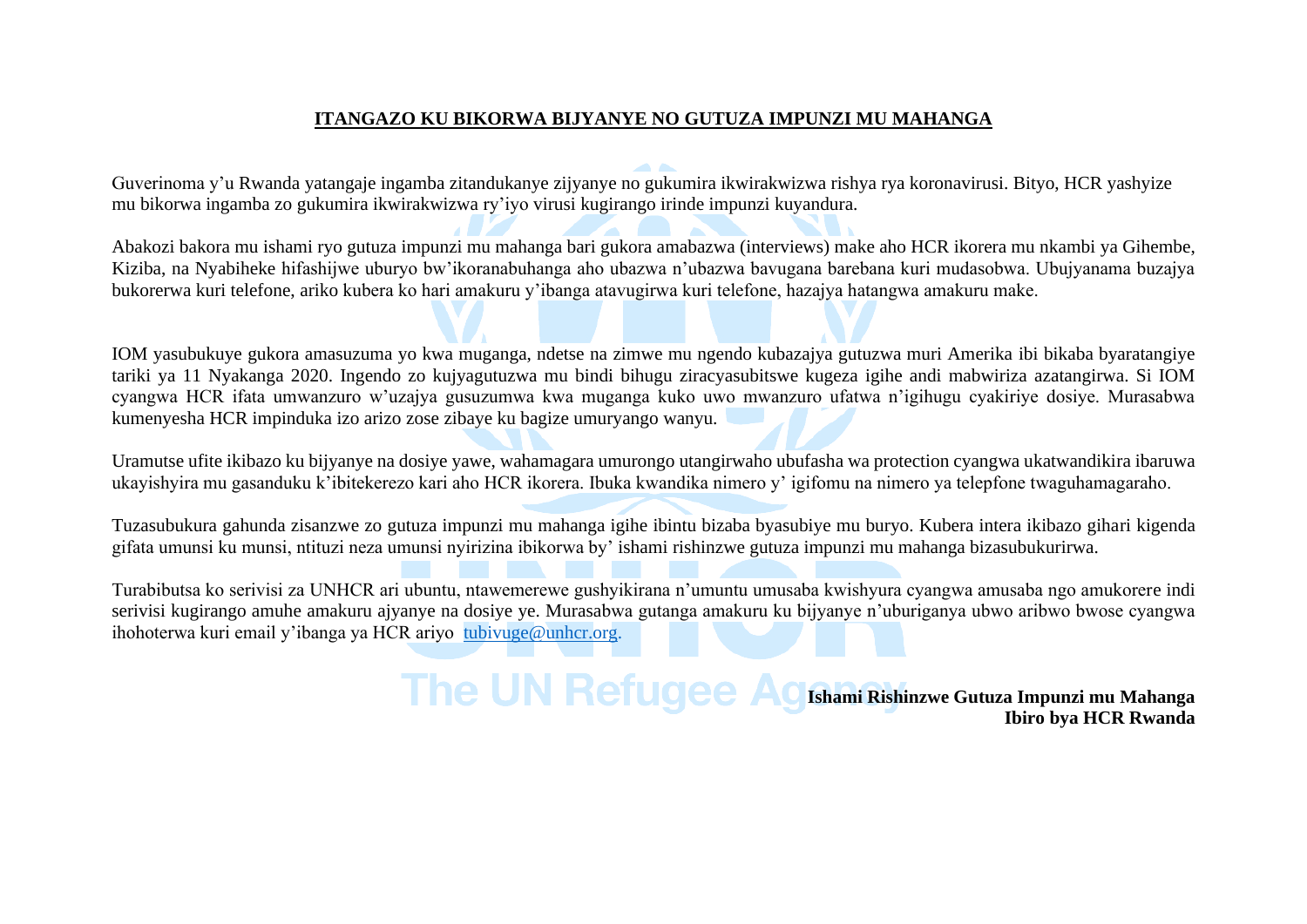# ITANGAZO KU BIKORWA BIJYANYE NO GUTUZA IMPUNZI MU MAHANGA

Guverinoma y'u Rwanda yatangaje ingamba zitandukanye zijyanye no gukumira ikwirakwizwa rishya rya koronavirusi. Bityo, HCR yashyize mu bikorwa ingamba zo gukumira ikwirakwizwa ry'iyo virusi kugirango irinde impunzi kuyandura.

Abakozi bakora mu ishami ryo gutuza impunzi mu mahanga bari gukora amabazwa (interviews) make aho HCR ikorera mu nkambi ya Gihembe, Kiziba, na Nyabiheke hifashijwe uburyo bw'ikoranabuhanga aho ubazwa n'ubazwa bavugana barebana kuri mudasobwa. Ubujyanama buzajya bukorerwa kuri telefone, ariko kubera ko hari amakuru y'ibanga atavugirwa kuri telefone, hazajya hatangwa amakuru make.

IOM yasubukuye gukora amasuzuma yo kwa muganga, ndetse na zimwe mu ngendo kubazajya gutuzwa muri Amerika ibi bikaba byaratangiye tariki ya 11 Nyakanga 2020. Ingendo zo kujyagutuzwa mu bindi bihugu ziracyasubitswe kugeza igihe andi mabwiriza azatangirwa. Si IOM cyangwa HCR ifata umwanzuro w'uzajya gusuzumwa kwa muganga kuko uwo mwanzuro ufatwa n'igihugu cyakiriye dosiye. Murasabwa kumenyesha HCR impinduka izo arizo zose zibaye ku bagize umuryango wanyu.

Uramutse ufite ikibazo ku bijyanye na dosiye yawe, wahamagara umurongo utangirwaho ubufasha wa protection cyangwa ukatwandikira ibaruwa ukayishyira mu gasanduku k'ibitekerezo kari aho HCR ikorera. Ibuka kwandika nimero y' igifomu na nimero ya telepfone twaguhamagaraho.

Tuzasubukura gahunda zisanzwe zo gutuza impunzi mu mahanga igihe ibintu bizaba byasubiye mu buryo. Kubera intera ikibazo gihari kigenda gifata umunsi ku munsi, ntituzi neza umunsi nyirizina ibikorwa by' ishami rishinzwe gutuza impunzi mu mahanga bizasubukurirwa.

Turabibutsa ko serivisi za UNHCR ari ubuntu, ntawemerewe gushyikirana n'umuntu umusaba kwishyura cyangwa amusaba ngo amukorere indi serivisi kugirango amuhe amakuru ajyanye na dosiye ye. Murasabwa gutanga amakuru ku bijyanye n'uburiganya ubwo aribwo bwose cyangwa ihohoterwa kuri email y'ibanga ya HCR ariyo [tubivuge@unhcr.org.](mailto:tubivuge@unhcr.org)

**Ishami Rishinzwe Gutuza Impunzi mu Mahanga**
**Ibiro bya HCR Rwanda**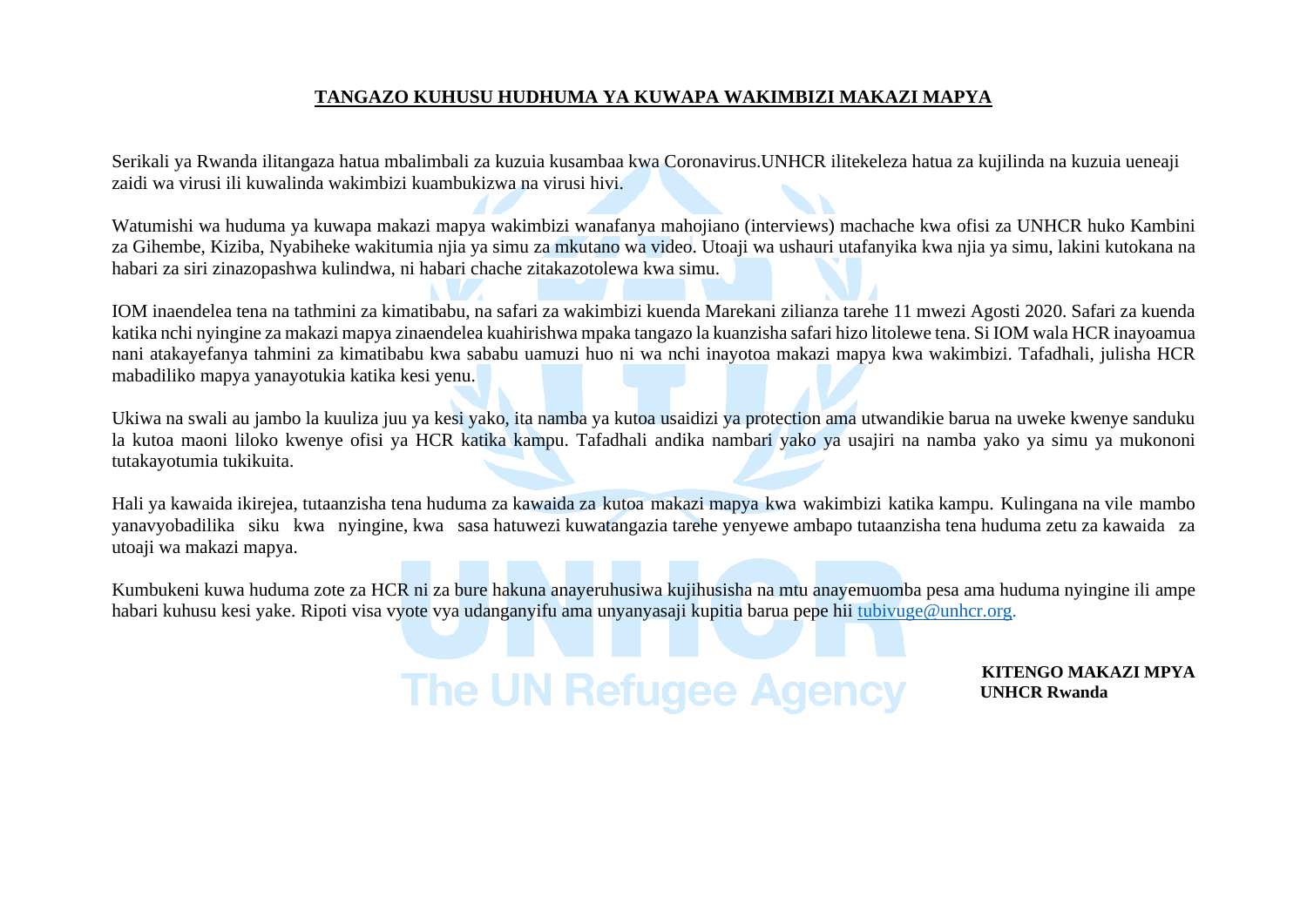**TANGAZO KUHUSU HUDHUMA YA KUWAPA WAKIMBIZI MAKAZI MAPYA**

Serikali ya Rwanda ilitangaza hatua mbalimbali za kuzuia kusambaa kwa Coronavirus.UNHCR ilitekeleza hatua za kujilinda na kuzuia ueneaji zaidi wa virusi ili kuwalinda wakimbizi kuambukizwa na virusi hivi.

Watumishi wa huduma ya kuwapa makazi mapya wakimbizi wanafanya mahojiano (interviews) machache kwa ofisi za UNHCR huko Kambini za Gihembe, Kiziba, Nyabiheke wakitumia njia ya simu za mkutano wa video. Utoaji wa ushauri utafanyika kwa njia ya simu, lakini kutokana na habari za siri zinazopashwa kulindwa, ni habari chache zitakazotolewa kwa simu.

IOM inaendelea tena na tathmini za kimatibabu, na safari za wakimbizi kuenda Marekani zilianza tarehe 11 mwezi Agosti 2020. Safari za kuenda katika nchi nyingine za makazi mapya zinaendelea kuahirishwa mpaka tangazo la kuanzisha safari hizo litolewe tena. Si IOM wala HCR inayoamua nani atakayefanya tahmini za kimatibabu kwa sababu uamuzi huo ni wa nchi inayotoa makazi mapya kwa wakimbizi. Tafadhali, julisha HCR mabadiliko mapya yanayotukia katika kesi yenu.

Ukiwa na swali au jambo la kuuliza juu ya kesi yako, ita namba ya kutoa usaidizi ya protection ama utwandikie barua na uweke kwenye sanduku la kutoa maoni liloko kwenye ofisi ya HCR katika kampu. Tafadhali andika nambari yako ya usajiri na namba yako ya simu ya mukononi tutakayotumia tukikuita.

Hali ya kawaida ikirejea, tutaanzisha tena huduma za kawaida za kutoa makazi mapya kwa wakimbizi katika kampu. Kulingana na vile mambo yanavyobadilika siku kwa nyingine, kwa sasa hatuwezi kuwatangazia tarehe yenyewe ambapo tutaanzisha tena huduma zetu za kawaida za utoaji wa makazi mapya.

Kumbukeni kuwa huduma zote za HCR ni za bure hakuna anayeruhusiwa kujihusisha na mtu anayemuomba pesa ama huduma nyingine ili ampe habari kuhusu kesi yake. Ripoti visa vyote vya udanganyifu ama unyanyasaji kupitia barua pepe hii tubivuge@unhcr.org.

**KITENGO MAKAZI MPYA**
**UNHCR Rwanda**